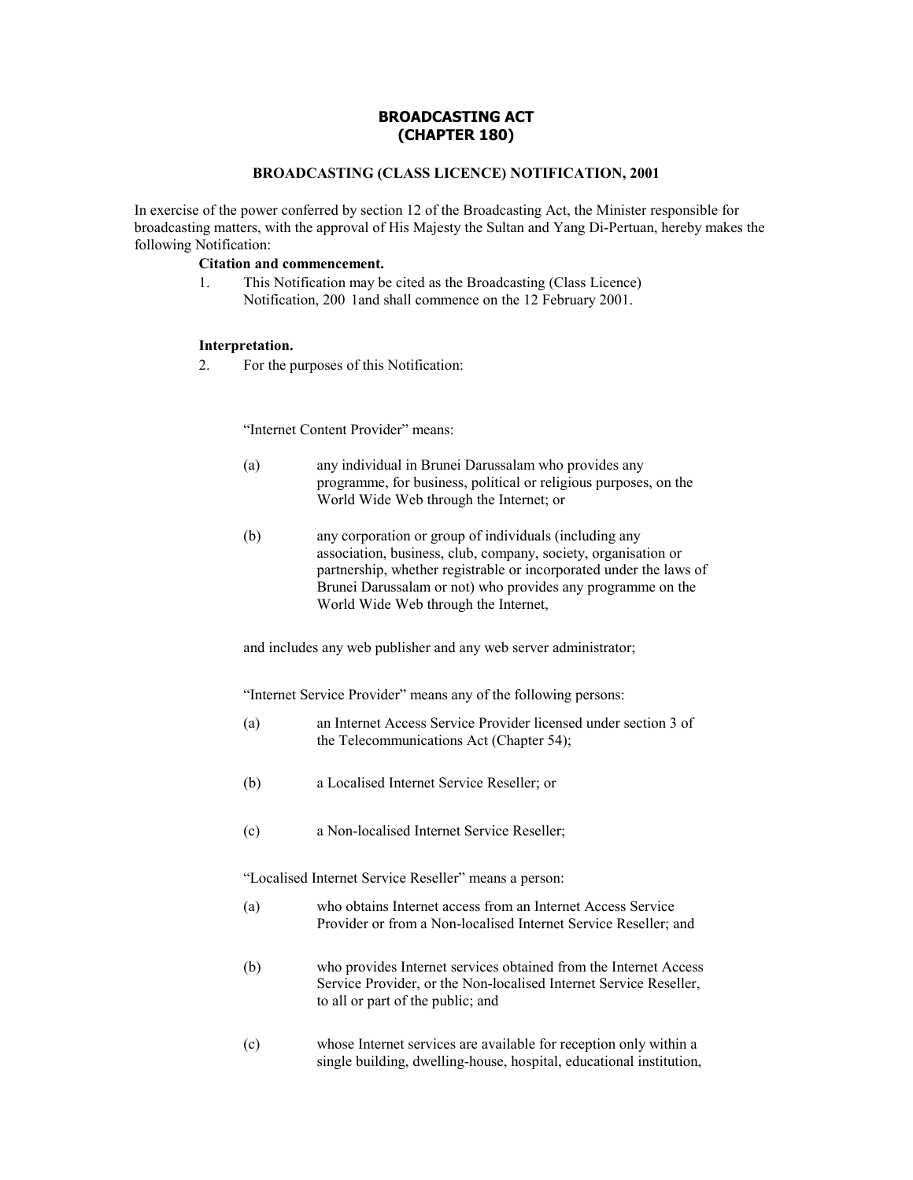# BROADCASTING ACT
# (CHAPTER 180)

## BROADCASTING (CLASS LICENCE) NOTIFICATION, 2001

In exercise of the power conferred by section 12 of the Broadcasting Act, the Minister responsible for broadcasting matters, with the approval of His Majesty the Sultan and Yang Di-Pertuan, hereby makes the following Notification:

**Citation and commencement.**

1. This Notification may be cited as the Broadcasting (Class Licence) Notification, 200 1and shall commence on the 12 February 2001.

**Interpretation.**

2. For the purposes of this Notification:

"Internet Content Provider" means:

(a) any individual in Brunei Darussalam who provides any programme, for business, political or religious purposes, on the World Wide Web through the Internet; or

(b) any corporation or group of individuals (including any association, business, club, company, society, organisation or partnership, whether registrable or incorporated under the laws of Brunei Darussalam or not) who provides any programme on the World Wide Web through the Internet,

and includes any web publisher and any web server administrator;

"Internet Service Provider" means any of the following persons:

(a) an Internet Access Service Provider licensed under section 3 of the Telecommunications Act (Chapter 54);

(b) a Localised Internet Service Reseller; or

(c) a Non-localised Internet Service Reseller;

"Localised Internet Service Reseller" means a person:

(a) who obtains Internet access from an Internet Access Service Provider or from a Non-localised Internet Service Reseller; and

(b) who provides Internet services obtained from the Internet Access Service Provider, or the Non-localised Internet Service Reseller, to all or part of the public; and

(c) whose Internet services are available for reception only within a single building, dwelling-house, hospital, educational institution,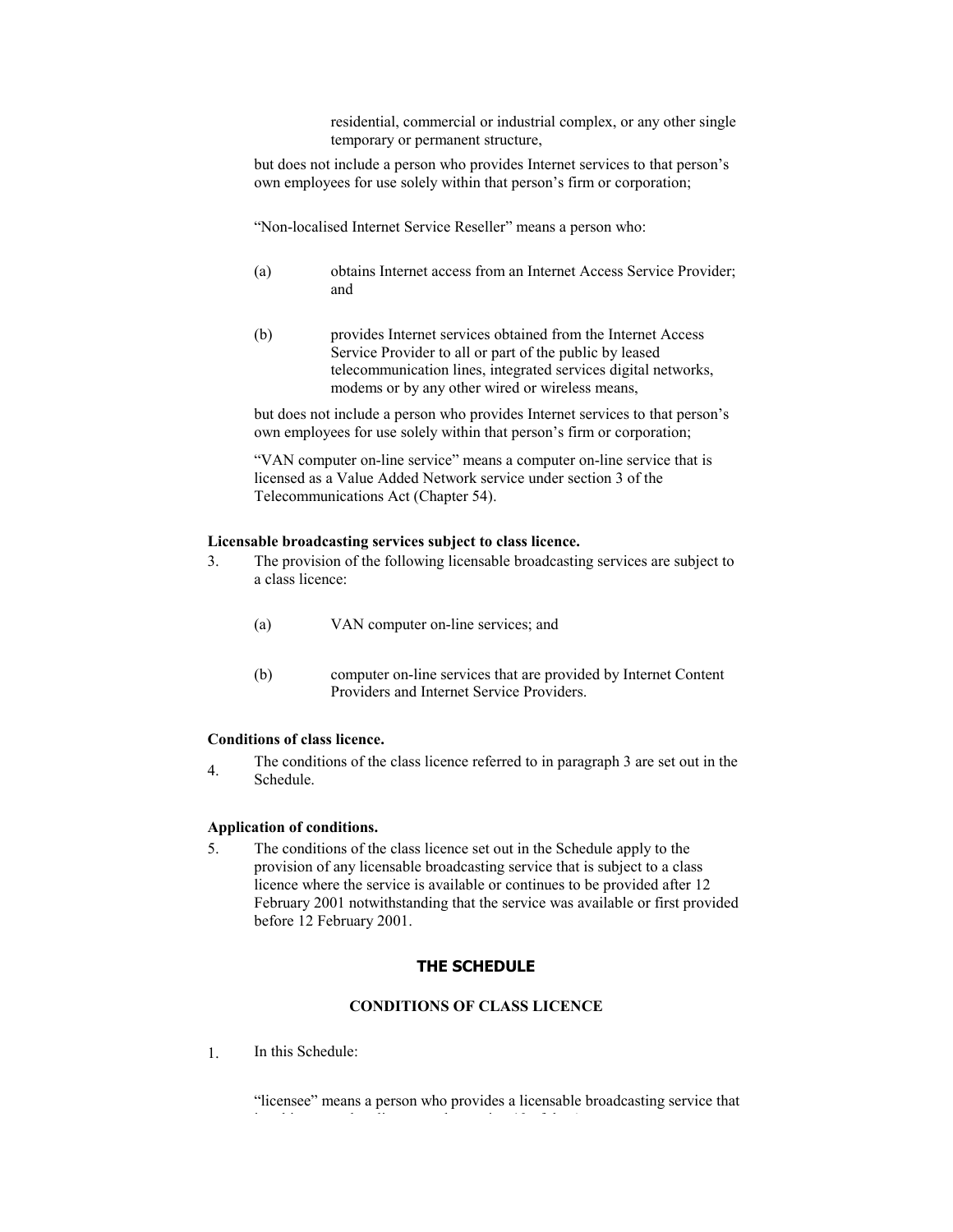residential, commercial or industrial complex, or any other single temporary or permanent structure,

but does not include a person who provides Internet services to that person's own employees for use solely within that person's firm or corporation;

"Non-localised Internet Service Reseller" means a person who:

(a) obtains Internet access from an Internet Access Service Provider; and

(b) provides Internet services obtained from the Internet Access Service Provider to all or part of the public by leased telecommunication lines, integrated services digital networks, modems or by any other wired or wireless means,

but does not include a person who provides Internet services to that person's own employees for use solely within that person's firm or corporation;

"VAN computer on-line service" means a computer on-line service that is licensed as a Value Added Network service under section 3 of the Telecommunications Act (Chapter 54).

**Licensable broadcasting services subject to class licence.**

3. The provision of the following licensable broadcasting services are subject to a class licence:

(a) VAN computer on-line services; and

(b) computer on-line services that are provided by Internet Content Providers and Internet Service Providers.

**Conditions of class licence.**

4. The conditions of the class licence referred to in paragraph 3 are set out in the Schedule.

**Application of conditions.**

5. The conditions of the class licence set out in the Schedule apply to the provision of any licensable broadcasting service that is subject to a class licence where the service is available or continues to be provided after 12 February 2001 notwithstanding that the service was available or first provided before 12 February 2001.

## THE SCHEDULE

### CONDITIONS OF CLASS LICENCE

1. In this Schedule:

"licensee" means a person who provides a licensable broadcasting service that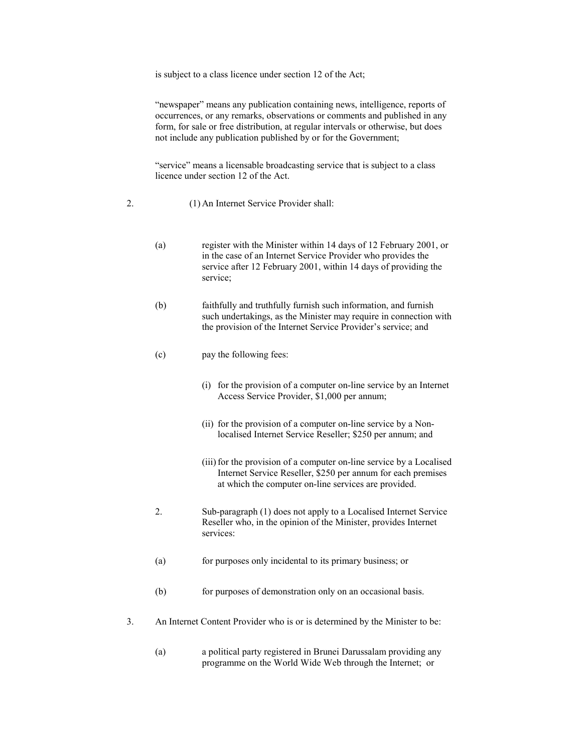is subject to a class licence under section 12 of the Act;

"newspaper" means any publication containing news, intelligence, reports of occurrences, or any remarks, observations or comments and published in any form, for sale or free distribution, at regular intervals or otherwise, but does not include any publication published by or for the Government;

"service" means a licensable broadcasting service that is subject to a class licence under section 12 of the Act.

2. (1) An Internet Service Provider shall:

(a) register with the Minister within 14 days of 12 February 2001, or in the case of an Internet Service Provider who provides the service after 12 February 2001, within 14 days of providing the service;

(b) faithfully and truthfully furnish such information, and furnish such undertakings, as the Minister may require in connection with the provision of the Internet Service Provider's service; and

(c) pay the following fees:

(i) for the provision of a computer on-line service by an Internet Access Service Provider, $1,000 per annum;

(ii) for the provision of a computer on-line service by a Non-localised Internet Service Reseller; $250 per annum; and

(iii) for the provision of a computer on-line service by a Localised Internet Service Reseller, $250 per annum for each premises at which the computer on-line services are provided.

2. Sub-paragraph (1) does not apply to a Localised Internet Service Reseller who, in the opinion of the Minister, provides Internet services:

(a) for purposes only incidental to its primary business; or

(b) for purposes of demonstration only on an occasional basis.

3. An Internet Content Provider who is or is determined by the Minister to be:

(a) a political party registered in Brunei Darussalam providing any programme on the World Wide Web through the Internet; or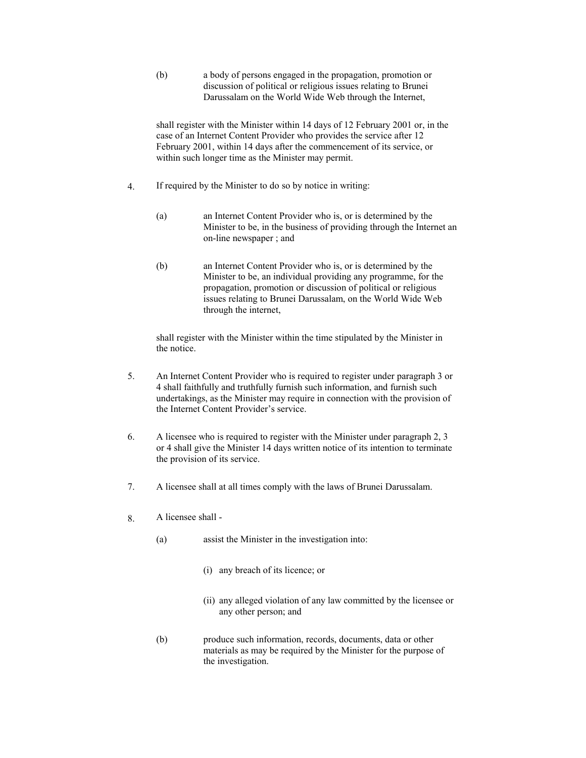(b) a body of persons engaged in the propagation, promotion or discussion of political or religious issues relating to Brunei Darussalam on the World Wide Web through the Internet,

shall register with the Minister within 14 days of 12 February 2001 or, in the case of an Internet Content Provider who provides the service after 12 February 2001, within 14 days after the commencement of its service, or within such longer time as the Minister may permit.

4. If required by the Minister to do so by notice in writing:

   (a) an Internet Content Provider who is, or is determined by the Minister to be, in the business of providing through the Internet an on-line newspaper ; and

   (b) an Internet Content Provider who is, or is determined by the Minister to be, an individual providing any programme, for the propagation, promotion or discussion of political or religious issues relating to Brunei Darussalam, on the World Wide Web through the internet,

   shall register with the Minister within the time stipulated by the Minister in the notice.

5. An Internet Content Provider who is required to register under paragraph 3 or 4 shall faithfully and truthfully furnish such information, and furnish such undertakings, as the Minister may require in connection with the provision of the Internet Content Provider's service.

6. A licensee who is required to register with the Minister under paragraph 2, 3 or 4 shall give the Minister 14 days written notice of its intention to terminate the provision of its service.

7. A licensee shall at all times comply with the laws of Brunei Darussalam.

8. A licensee shall -

   (a) assist the Minister in the investigation into:

      (i) any breach of its licence; or

      (ii) any alleged violation of any law committed by the licensee or any other person; and

   (b) produce such information, records, documents, data or other materials as may be required by the Minister for the purpose of the investigation.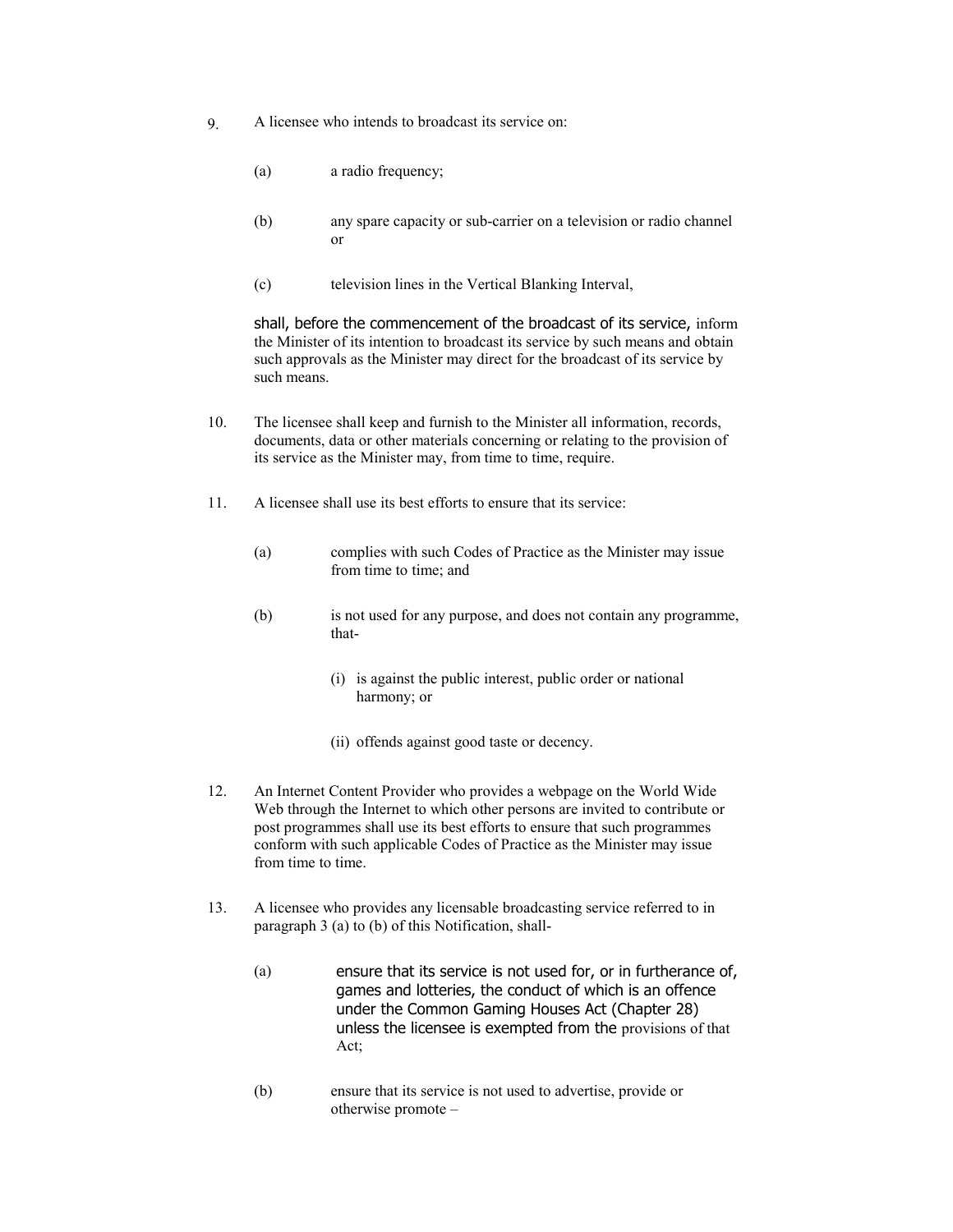9. A licensee who intends to broadcast its service on:

   (a) a radio frequency;

   (b) any spare capacity or sub-carrier on a television or radio channel or

   (c) television lines in the Vertical Blanking Interval,

   shall, before the commencement of the broadcast of its service, inform the Minister of its intention to broadcast its service by such means and obtain such approvals as the Minister may direct for the broadcast of its service by such means.

10. The licensee shall keep and furnish to the Minister all information, records, documents, data or other materials concerning or relating to the provision of its service as the Minister may, from time to time, require.

11. A licensee shall use its best efforts to ensure that its service:

    (a) complies with such Codes of Practice as the Minister may issue from time to time; and

    (b) is not used for any purpose, and does not contain any programme, that-

       (i) is against the public interest, public order or national harmony; or

       (ii) offends against good taste or decency.

12. An Internet Content Provider who provides a webpage on the World Wide Web through the Internet to which other persons are invited to contribute or post programmes shall use its best efforts to ensure that such programmes conform with such applicable Codes of Practice as the Minister may issue from time to time.

13. A licensee who provides any licensable broadcasting service referred to in paragraph 3 (a) to (b) of this Notification, shall-

    (a) ensure that its service is not used for, or in furtherance of, games and lotteries, the conduct of which is an offence under the Common Gaming Houses Act (Chapter 28) unless the licensee is exempted from the provisions of that Act;

    (b) ensure that its service is not used to advertise, provide or otherwise promote –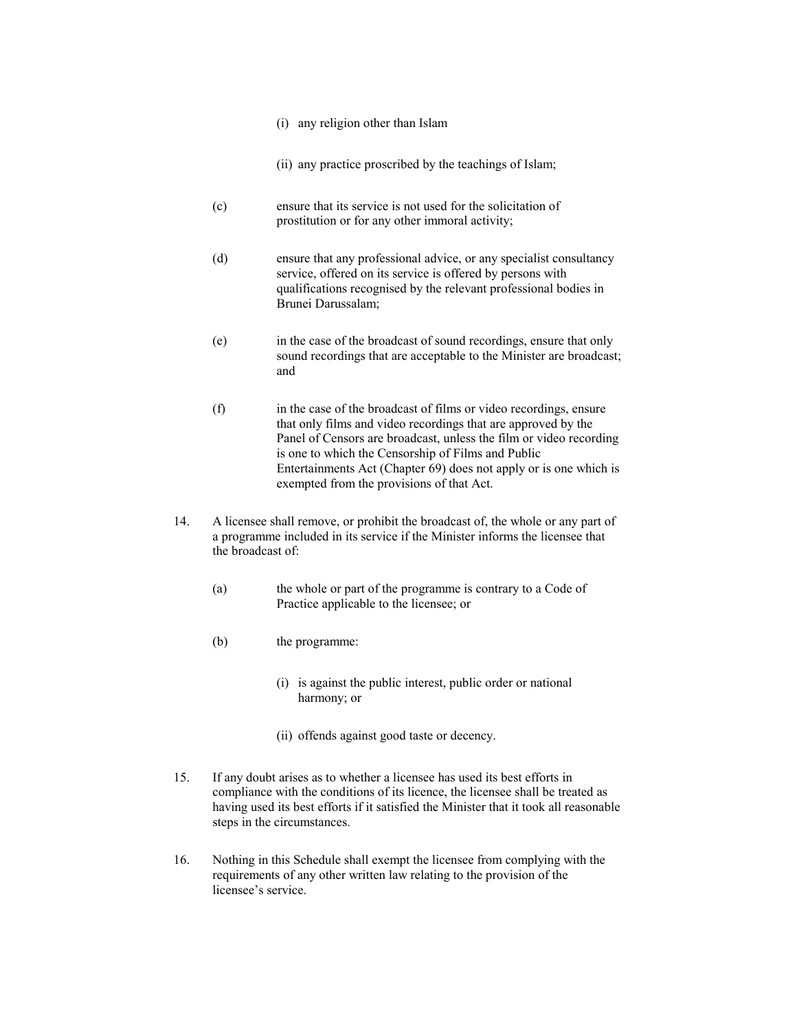(i) any religion other than Islam

(ii) any practice proscribed by the teachings of Islam;

(c) ensure that its service is not used for the solicitation of prostitution or for any other immoral activity;

(d) ensure that any professional advice, or any specialist consultancy service, offered on its service is offered by persons with qualifications recognised by the relevant professional bodies in Brunei Darussalam;

(e) in the case of the broadcast of sound recordings, ensure that only sound recordings that are acceptable to the Minister are broadcast; and

(f) in the case of the broadcast of films or video recordings, ensure that only films and video recordings that are approved by the Panel of Censors are broadcast, unless the film or video recording is one to which the Censorship of Films and Public Entertainments Act (Chapter 69) does not apply or is one which is exempted from the provisions of that Act.

14. A licensee shall remove, or prohibit the broadcast of, the whole or any part of a programme included in its service if the Minister informs the licensee that the broadcast of:

(a) the whole or part of the programme is contrary to a Code of Practice applicable to the licensee; or

(b) the programme:

(i) is against the public interest, public order or national harmony; or

(ii) offends against good taste or decency.

15. If any doubt arises as to whether a licensee has used its best efforts in compliance with the conditions of its licence, the licensee shall be treated as having used its best efforts if it satisfied the Minister that it took all reasonable steps in the circumstances.

16. Nothing in this Schedule shall exempt the licensee from complying with the requirements of any other written law relating to the provision of the licensee's service.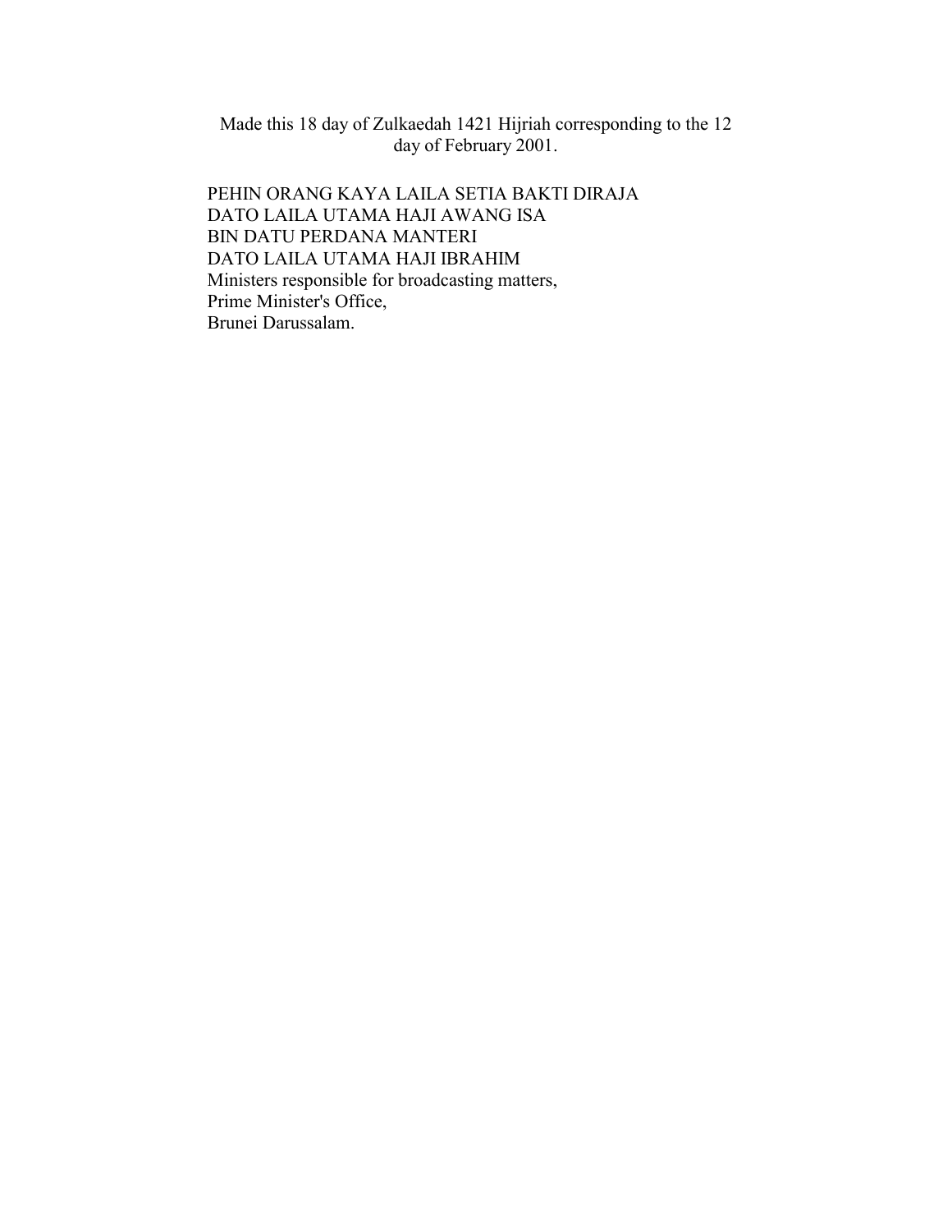Made this 18 day of Zulkaedah 1421 Hijriah corresponding to the 12 day of February 2001.

PEHIN ORANG KAYA LAILA SETIA BAKTI DIRAJA
DATO LAILA UTAMA HAJI AWANG ISA
BIN DATU PERDANA MANTERI
DATO LAILA UTAMA HAJI IBRAHIM
Ministers responsible for broadcasting matters,
Prime Minister's Office,
Brunei Darussalam.